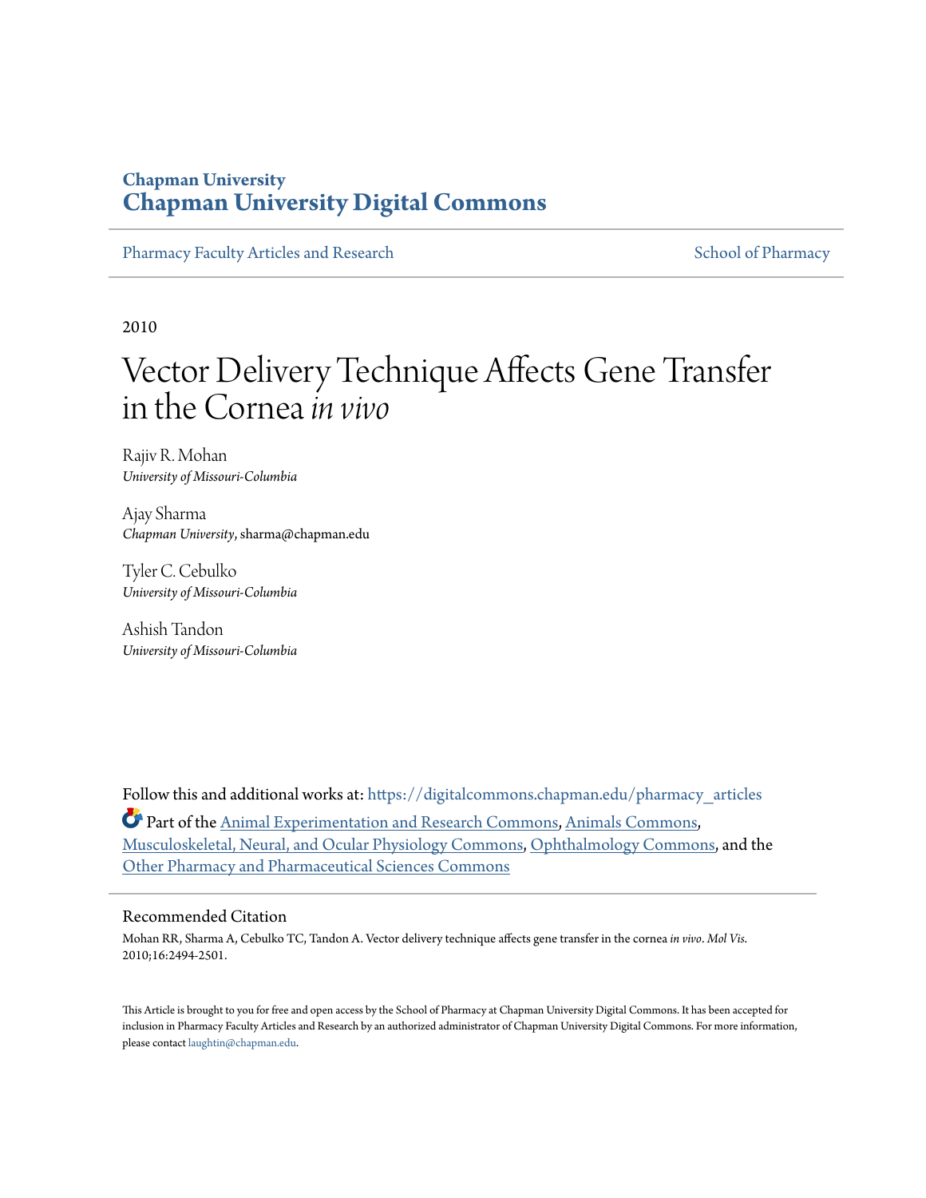Chapman University

# Chapman University Digital Commons

Pharmacy Faculty Articles and Research | School of Pharmacy

2010

# Vector Delivery Technique Affects Gene Transfer in the Cornea *in vivo*

Rajiv R. Mohan
*University of Missouri-Columbia*

Ajay Sharma
*Chapman University*, sharma@chapman.edu

Tyler C. Cebulko
*University of Missouri-Columbia*

Ashish Tandon
*University of Missouri-Columbia*

Follow this and additional works at: https://digitalcommons.chapman.edu/pharmacy_articles

Part of the Animal Experimentation and Research Commons, Animals Commons, Musculoskeletal, Neural, and Ocular Physiology Commons, Ophthalmology Commons, and the Other Pharmacy and Pharmaceutical Sciences Commons

## Recommended Citation

Mohan RR, Sharma A, Cebulko TC, Tandon A. Vector delivery technique affects gene transfer in the cornea *in vivo*. *Mol Vis*. 2010;16:2494-2501.

This Article is brought to you for free and open access by the School of Pharmacy at Chapman University Digital Commons. It has been accepted for inclusion in Pharmacy Faculty Articles and Research by an authorized administrator of Chapman University Digital Commons. For more information, please contact laughtin@chapman.edu.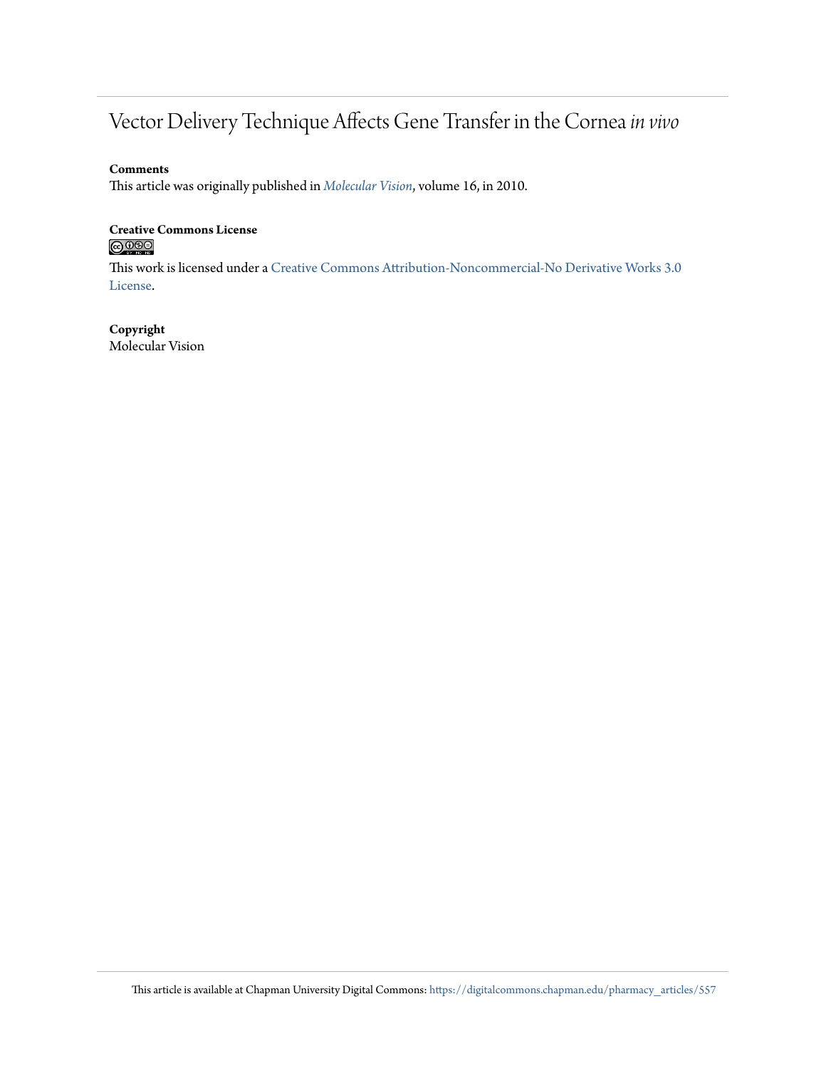# Vector Delivery Technique Affects Gene Transfer in the Cornea *in vivo*

**Comments**

This article was originally published in *Molecular Vision*, volume 16, in 2010.

**Creative Commons License**

This work is licensed under a Creative Commons Attribution-Noncommercial-No Derivative Works 3.0 License.

**Copyright**

Molecular Vision

This article is available at Chapman University Digital Commons: https://digitalcommons.chapman.edu/pharmacy_articles/557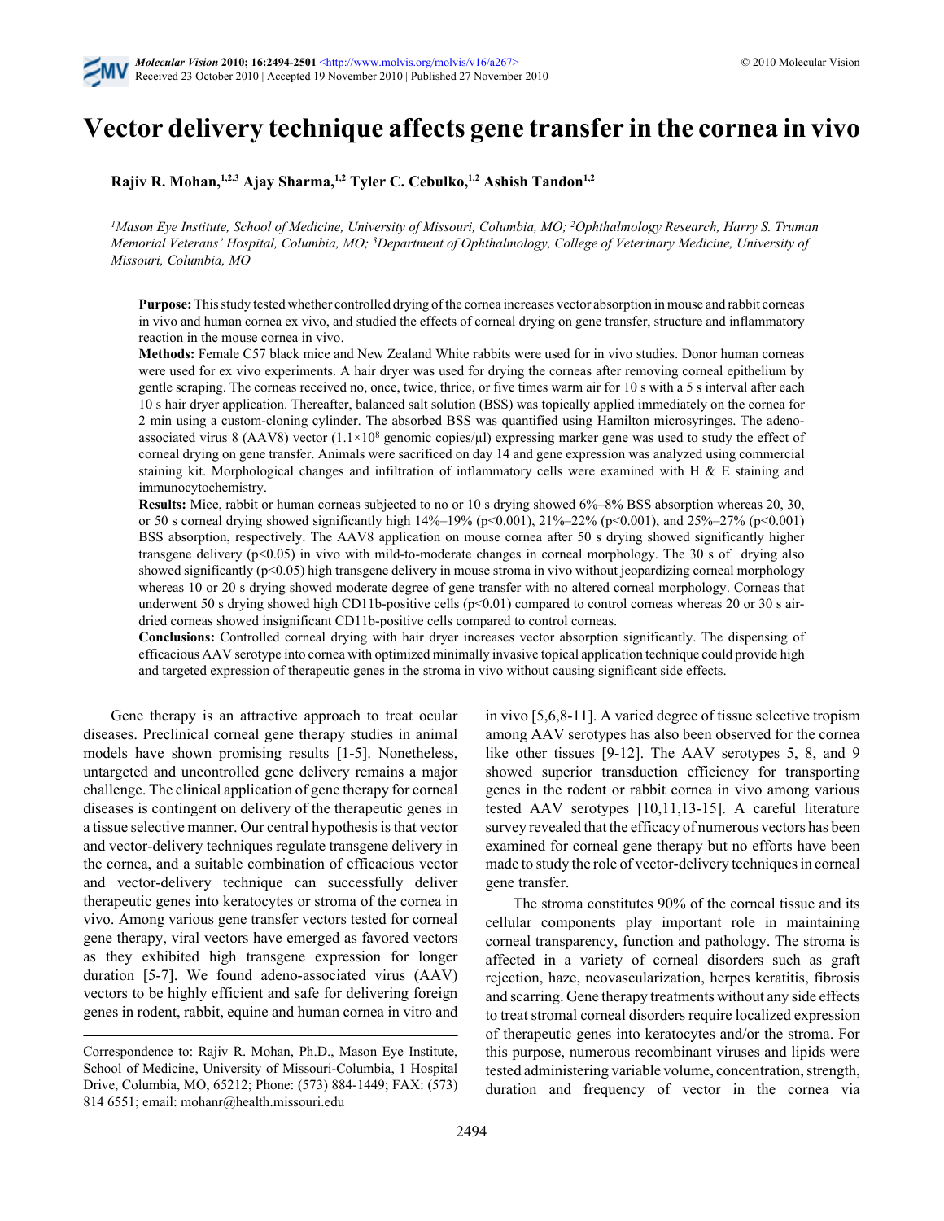# Vector delivery technique affects gene transfer in the cornea in vivo

**Rajiv R. Mohan,**[1,2,3] **Ajay Sharma,**[1,2] **Tyler C. Cebulko,**[1,2] **Ashish Tandon**[1,2]

*[1]Mason Eye Institute, School of Medicine, University of Missouri, Columbia, MO; [2]Ophthalmology Research, Harry S. Truman Memorial Veterans' Hospital, Columbia, MO; [3]Department of Ophthalmology, College of Veterinary Medicine, University of Missouri, Columbia, MO*

**Purpose:** This study tested whether controlled drying of the cornea increases vector absorption in mouse and rabbit corneas in vivo and human cornea ex vivo, and studied the effects of corneal drying on gene transfer, structure and inflammatory reaction in the mouse cornea in vivo.

**Methods:** Female C57 black mice and New Zealand White rabbits were used for in vivo studies. Donor human corneas were used for ex vivo experiments. A hair dryer was used for drying the corneas after removing corneal epithelium by gentle scraping. The corneas received no, once, twice, thrice, or five times warm air for 10 s with a 5 s interval after each 10 s hair dryer application. Thereafter, balanced salt solution (BSS) was topically applied immediately on the cornea for 2 min using a custom-cloning cylinder. The absorbed BSS was quantified using Hamilton microsyringes. The adeno-associated virus 8 (AAV8) vector ($1.1 \times 10^8$ genomic copies/μl) expressing marker gene was used to study the effect of corneal drying on gene transfer. Animals were sacrificed on day 14 and gene expression was analyzed using commercial staining kit. Morphological changes and infiltration of inflammatory cells were examined with H & E staining and immunocytochemistry.

**Results:** Mice, rabbit or human corneas subjected to no or 10 s drying showed 6%–8% BSS absorption whereas 20, 30, or 50 s corneal drying showed significantly high 14%–19% ($p<0.001$), 21%–22% ($p<0.001$), and 25%–27% ($p<0.001$) BSS absorption, respectively. The AAV8 application on mouse cornea after 50 s drying showed significantly higher transgene delivery ($p<0.05$) in vivo with mild-to-moderate changes in corneal morphology. The 30 s of drying also showed significantly ($p<0.05$) high transgene delivery in mouse stroma in vivo without jeopardizing corneal morphology whereas 10 or 20 s drying showed moderate degree of gene transfer with no altered corneal morphology. Corneas that underwent 50 s drying showed high CD11b-positive cells ($p<0.01$) compared to control corneas whereas 20 or 30 s air-dried corneas showed insignificant CD11b-positive cells compared to control corneas.

**Conclusions:** Controlled corneal drying with hair dryer increases vector absorption significantly. The dispensing of efficacious AAV serotype into cornea with optimized minimally invasive topical application technique could provide high and targeted expression of therapeutic genes in the stroma in vivo without causing significant side effects.

Gene therapy is an attractive approach to treat ocular diseases. Preclinical corneal gene therapy studies in animal models have shown promising results [1-5]. Nonetheless, untargeted and uncontrolled gene delivery remains a major challenge. The clinical application of gene therapy for corneal diseases is contingent on delivery of the therapeutic genes in a tissue selective manner. Our central hypothesis is that vector and vector-delivery techniques regulate transgene delivery in the cornea, and a suitable combination of efficacious vector and vector-delivery technique can successfully deliver therapeutic genes into keratocytes or stroma of the cornea in vivo. Among various gene transfer vectors tested for corneal gene therapy, viral vectors have emerged as favored vectors as they exhibited high transgene expression for longer duration [5-7]. We found adeno-associated virus (AAV) vectors to be highly efficient and safe for delivering foreign genes in rodent, rabbit, equine and human cornea in vitro and in vivo [5,6,8-11]. A varied degree of tissue selective tropism among AAV serotypes has also been observed for the cornea like other tissues [9-12]. The AAV serotypes 5, 8, and 9 showed superior transduction efficiency for transporting genes in the rodent or rabbit cornea in vivo among various tested AAV serotypes [10,11,13-15]. A careful literature survey revealed that the efficacy of numerous vectors has been examined for corneal gene therapy but no efforts have been made to study the role of vector-delivery techniques in corneal gene transfer.

The stroma constitutes 90% of the corneal tissue and its cellular components play important role in maintaining corneal transparency, function and pathology. The stroma is affected in a variety of corneal disorders such as graft rejection, haze, neovascularization, herpes keratitis, fibrosis and scarring. Gene therapy treatments without any side effects to treat stromal corneal disorders require localized expression of therapeutic genes into keratocytes and/or the stroma. For this purpose, numerous recombinant viruses and lipids were tested administering variable volume, concentration, strength, duration and frequency of vector in the cornea via

Correspondence to: Rajiv R. Mohan, Ph.D., Mason Eye Institute, School of Medicine, University of Missouri-Columbia, 1 Hospital Drive, Columbia, MO, 65212; Phone: (573) 884-1449; FAX: (573) 814 6551; email: mohanr@health.missouri.edu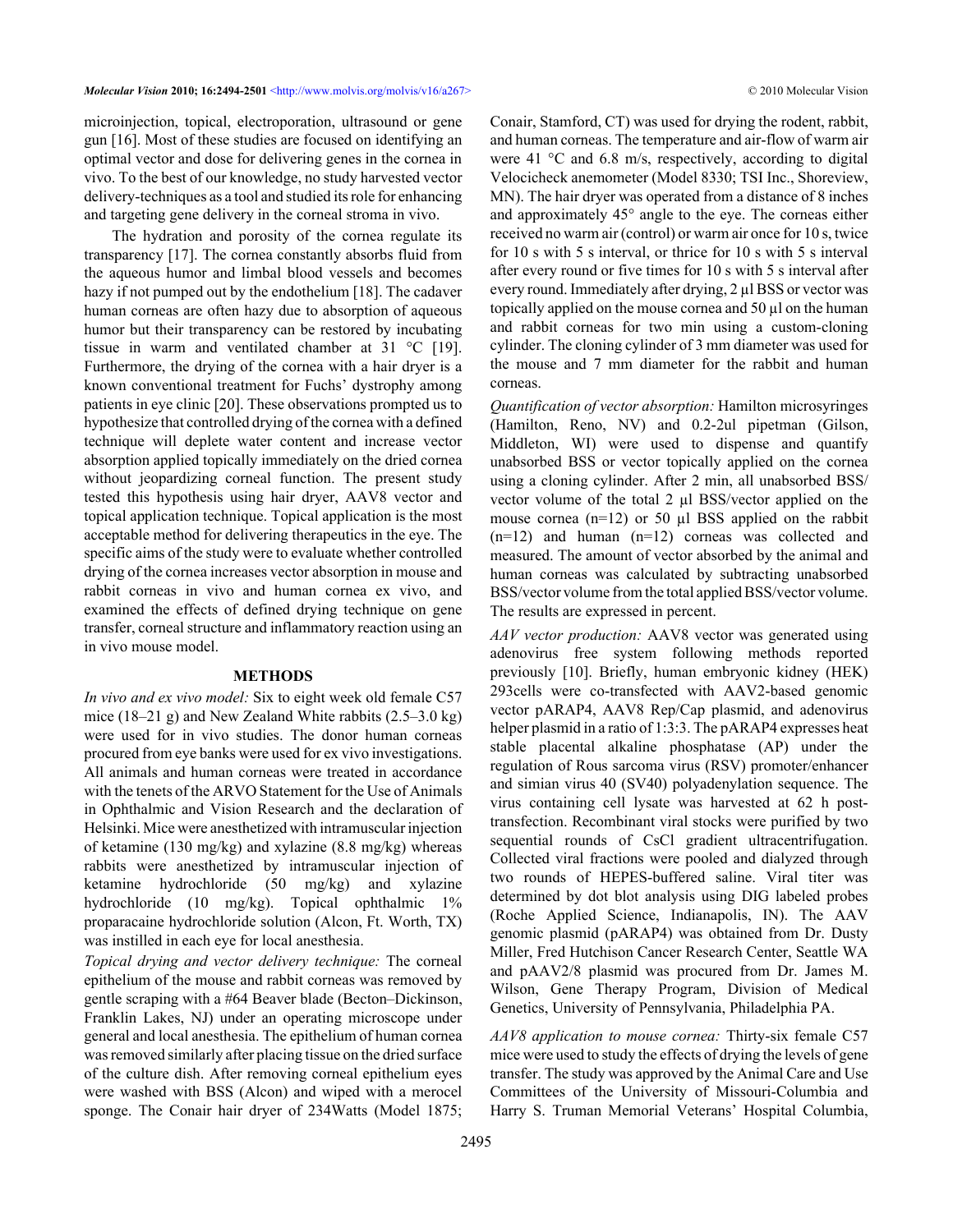microinjection, topical, electroporation, ultrasound or gene gun [16]. Most of these studies are focused on identifying an optimal vector and dose for delivering genes in the cornea in vivo. To the best of our knowledge, no study harvested vector delivery-techniques as a tool and studied its role for enhancing and targeting gene delivery in the corneal stroma in vivo.

The hydration and porosity of the cornea regulate its transparency [17]. The cornea constantly absorbs fluid from the aqueous humor and limbal blood vessels and becomes hazy if not pumped out by the endothelium [18]. The cadaver human corneas are often hazy due to absorption of aqueous humor but their transparency can be restored by incubating tissue in warm and ventilated chamber at 31 °C [19]. Furthermore, the drying of the cornea with a hair dryer is a known conventional treatment for Fuchs' dystrophy among patients in eye clinic [20]. These observations prompted us to hypothesize that controlled drying of the cornea with a defined technique will deplete water content and increase vector absorption applied topically immediately on the dried cornea without jeopardizing corneal function. The present study tested this hypothesis using hair dryer, AAV8 vector and topical application technique. Topical application is the most acceptable method for delivering therapeutics in the eye. The specific aims of the study were to evaluate whether controlled drying of the cornea increases vector absorption in mouse and rabbit corneas in vivo and human cornea ex vivo, and examined the effects of defined drying technique on gene transfer, corneal structure and inflammatory reaction using an in vivo mouse model.

## METHODS

*In vivo and ex vivo model:* Six to eight week old female C57 mice (18–21 g) and New Zealand White rabbits (2.5–3.0 kg) were used for in vivo studies. The donor human corneas procured from eye banks were used for ex vivo investigations. All animals and human corneas were treated in accordance with the tenets of the ARVO Statement for the Use of Animals in Ophthalmic and Vision Research and the declaration of Helsinki. Mice were anesthetized with intramuscular injection of ketamine (130 mg/kg) and xylazine (8.8 mg/kg) whereas rabbits were anesthetized by intramuscular injection of ketamine hydrochloride (50 mg/kg) and xylazine hydrochloride (10 mg/kg). Topical ophthalmic 1% proparacaine hydrochloride solution (Alcon, Ft. Worth, TX) was instilled in each eye for local anesthesia.

*Topical drying and vector delivery technique:* The corneal epithelium of the mouse and rabbit corneas was removed by gentle scraping with a #64 Beaver blade (Becton–Dickinson, Franklin Lakes, NJ) under an operating microscope under general and local anesthesia. The epithelium of human cornea was removed similarly after placing tissue on the dried surface of the culture dish. After removing corneal epithelium eyes were washed with BSS (Alcon) and wiped with a merocel sponge. The Conair hair dryer of 234Watts (Model 1875; Conair, Stamford, CT) was used for drying the rodent, rabbit, and human corneas. The temperature and air-flow of warm air were 41 °C and 6.8 m/s, respectively, according to digital Velocicheck anemometer (Model 8330; TSI Inc., Shoreview, MN). The hair dryer was operated from a distance of 8 inches and approximately 45° angle to the eye. The corneas either received no warm air (control) or warm air once for 10 s, twice for 10 s with 5 s interval, or thrice for 10 s with 5 s interval after every round or five times for 10 s with 5 s interval after every round. Immediately after drying, 2 µl BSS or vector was topically applied on the mouse cornea and 50 µl on the human and rabbit corneas for two min using a custom-cloning cylinder. The cloning cylinder of 3 mm diameter was used for the mouse and 7 mm diameter for the rabbit and human corneas.

*Quantification of vector absorption:* Hamilton microsyringes (Hamilton, Reno, NV) and 0.2-2ul pipetman (Gilson, Middleton, WI) were used to dispense and quantify unabsorbed BSS or vector topically applied on the cornea using a cloning cylinder. After 2 min, all unabsorbed BSS/vector volume of the total 2 µl BSS/vector applied on the mouse cornea (n=12) or 50 µl BSS applied on the rabbit (n=12) and human (n=12) corneas was collected and measured. The amount of vector absorbed by the animal and human corneas was calculated by subtracting unabsorbed BSS/vector volume from the total applied BSS/vector volume. The results are expressed in percent.

*AAV vector production:* AAV8 vector was generated using adenovirus free system following methods reported previously [10]. Briefly, human embryonic kidney (HEK) 293cells were co-transfected with AAV2-based genomic vector pARAP4, AAV8 Rep/Cap plasmid, and adenovirus helper plasmid in a ratio of 1:3:3. The pARAP4 expresses heat stable placental alkaline phosphatase (AP) under the regulation of Rous sarcoma virus (RSV) promoter/enhancer and simian virus 40 (SV40) polyadenylation sequence. The virus containing cell lysate was harvested at 62 h post-transfection. Recombinant viral stocks were purified by two sequential rounds of CsCl gradient ultracentrifugation. Collected viral fractions were pooled and dialyzed through two rounds of HEPES-buffered saline. Viral titer was determined by dot blot analysis using DIG labeled probes (Roche Applied Science, Indianapolis, IN). The AAV genomic plasmid (pARAP4) was obtained from Dr. Dusty Miller, Fred Hutchison Cancer Research Center, Seattle WA and pAAV2/8 plasmid was procured from Dr. James M. Wilson, Gene Therapy Program, Division of Medical Genetics, University of Pennsylvania, Philadelphia PA.

*AAV8 application to mouse cornea:* Thirty-six female C57 mice were used to study the effects of drying the levels of gene transfer. The study was approved by the Animal Care and Use Committees of the University of Missouri-Columbia and Harry S. Truman Memorial Veterans' Hospital Columbia,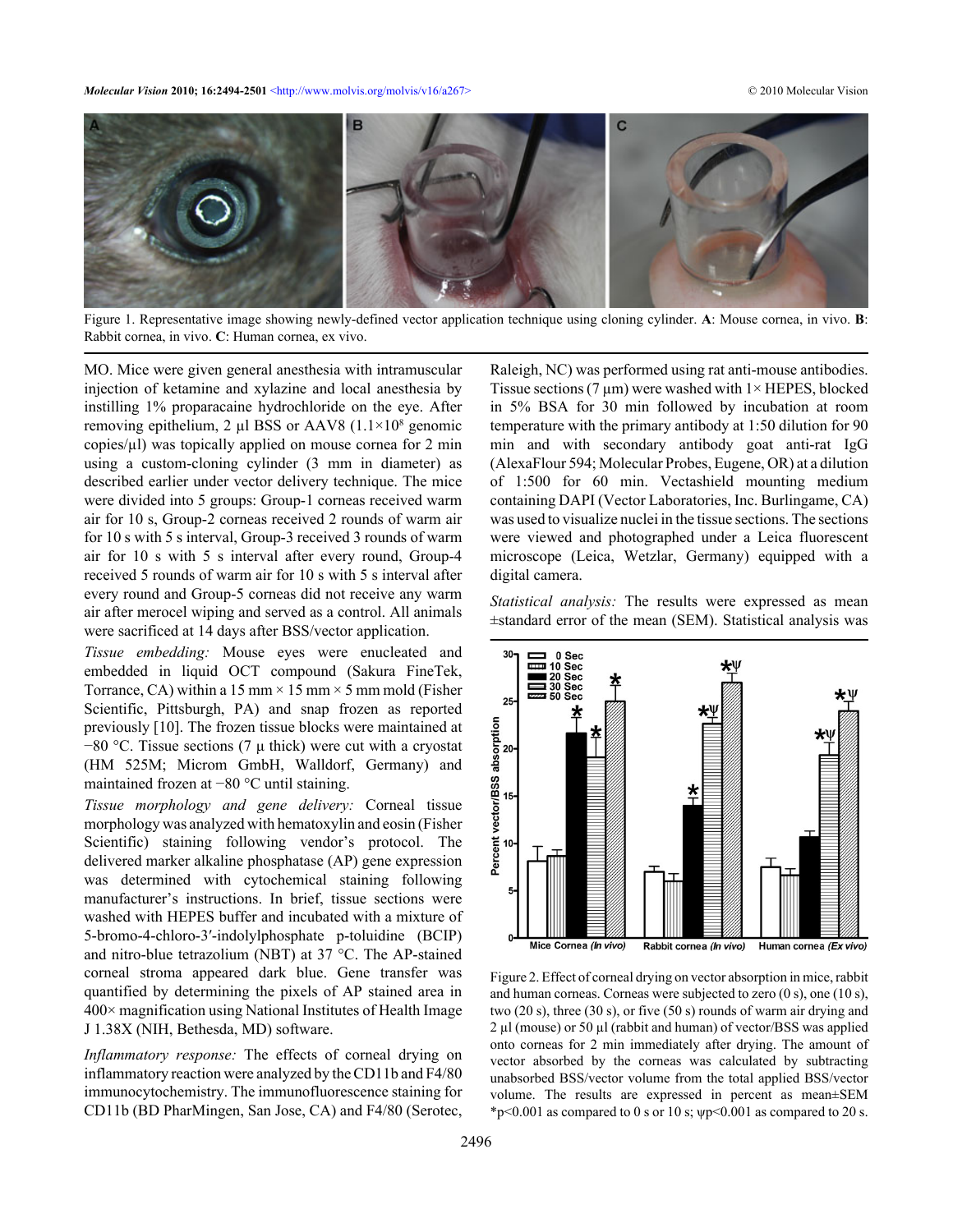Figure 1. Representative image showing newly-defined vector application technique using cloning cylinder. **A**: Mouse cornea, in vivo. **B**: Rabbit cornea, in vivo. **C**: Human cornea, ex vivo.

MO. Mice were given general anesthesia with intramuscular injection of ketamine and xylazine and local anesthesia by instilling 1% proparacaine hydrochloride on the eye. After removing epithelium, 2 µl BSS or AAV8 ($1.1 \times 10^8$ genomic copies/µl) was topically applied on mouse cornea for 2 min using a custom-cloning cylinder (3 mm in diameter) as described earlier under vector delivery technique. The mice were divided into 5 groups: Group-1 corneas received warm air for 10 s, Group-2 corneas received 2 rounds of warm air for 10 s with 5 s interval, Group-3 received 3 rounds of warm air for 10 s with 5 s interval after every round, Group-4 received 5 rounds of warm air for 10 s with 5 s interval after every round and Group-5 corneas did not receive any warm air after merocel wiping and served as a control. All animals were sacrificed at 14 days after BSS/vector application.

*Tissue embedding:* Mouse eyes were enucleated and embedded in liquid OCT compound (Sakura FineTek, Torrance, CA) within a 15 mm × 15 mm × 5 mm mold (Fisher Scientific, Pittsburgh, PA) and snap frozen as reported previously [10]. The frozen tissue blocks were maintained at −80 °C. Tissue sections (7 µ thick) were cut with a cryostat (HM 525M; Microm GmbH, Walldorf, Germany) and maintained frozen at −80 °C until staining.

*Tissue morphology and gene delivery:* Corneal tissue morphology was analyzed with hematoxylin and eosin (Fisher Scientific) staining following vendor's protocol. The delivered marker alkaline phosphatase (AP) gene expression was determined with cytochemical staining following manufacturer's instructions. In brief, tissue sections were washed with HEPES buffer and incubated with a mixture of 5-bromo-4-chloro-3′-indolylphosphate p-toluidine (BCIP) and nitro-blue tetrazolium (NBT) at 37 °C. The AP-stained corneal stroma appeared dark blue. Gene transfer was quantified by determining the pixels of AP stained area in 400× magnification using National Institutes of Health Image J 1.38X (NIH, Bethesda, MD) software.

*Inflammatory response:* The effects of corneal drying on inflammatory reaction were analyzed by the CD11b and F4/80 immunocytochemistry. The immunofluorescence staining for CD11b (BD PharMingen, San Jose, CA) and F4/80 (Serotec, Raleigh, NC) was performed using rat anti-mouse antibodies. Tissue sections (7 µm) were washed with 1× HEPES, blocked in 5% BSA for 30 min followed by incubation at room temperature with the primary antibody at 1:50 dilution for 90 min and with secondary antibody goat anti-rat IgG (AlexaFlour 594; Molecular Probes, Eugene, OR) at a dilution of 1:500 for 60 min. Vectashield mounting medium containing DAPI (Vector Laboratories, Inc. Burlingame, CA) was used to visualize nuclei in the tissue sections. The sections were viewed and photographed under a Leica fluorescent microscope (Leica, Wetzlar, Germany) equipped with a digital camera.

*Statistical analysis:* The results were expressed as mean ±standard error of the mean (SEM). Statistical analysis was

Figure 2. Effect of corneal drying on vector absorption in mice, rabbit and human corneas. Corneas were subjected to zero (0 s), one (10 s), two (20 s), three (30 s), or five (50 s) rounds of warm air drying and 2 µl (mouse) or 50 µl (rabbit and human) of vector/BSS was applied onto corneas for 2 min immediately after drying. The amount of vector absorbed by the corneas was calculated by subtracting unabsorbed BSS/vector volume from the total applied BSS/vector volume. The results are expressed in percent as mean±SEM *$p<0.001$ as compared to 0 s or 10 s; ψ$p<0.001$ as compared to 20 s.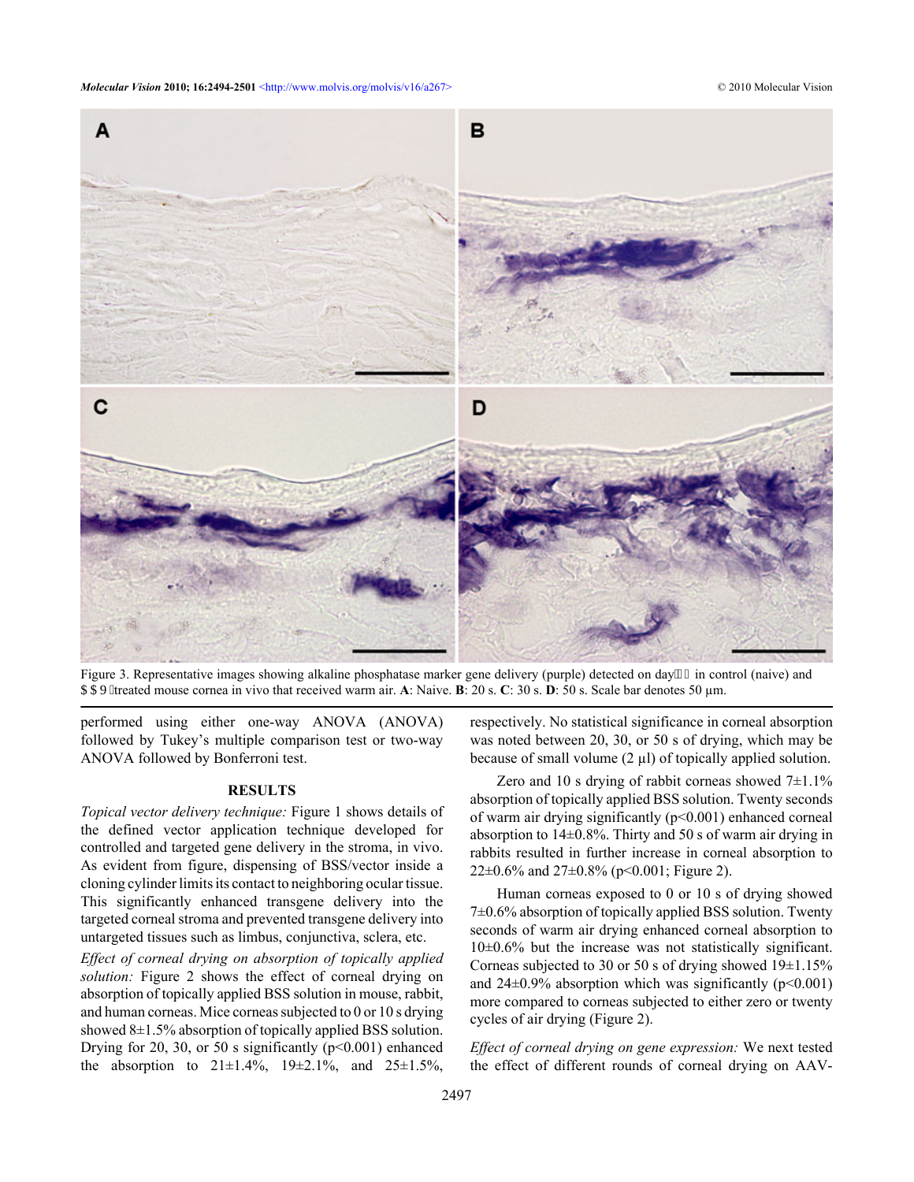Figure 3. Representative images showing alkaline phosphatase marker gene delivery (purple) detected on day in control (naive) and AAV treated mouse cornea in vivo that received warm air. **A**: Naive. **B**: 20 s. **C**: 30 s. **D**: 50 s. Scale bar denotes 50 µm.

performed using either one-way ANOVA (ANOVA) followed by Tukey's multiple comparison test or two-way ANOVA followed by Bonferroni test.

## RESULTS

*Topical vector delivery technique:* Figure 1 shows details of the defined vector application technique developed for controlled and targeted gene delivery in the stroma, in vivo. As evident from figure, dispensing of BSS/vector inside a cloning cylinder limits its contact to neighboring ocular tissue. This significantly enhanced transgene delivery into the targeted corneal stroma and prevented transgene delivery into untargeted tissues such as limbus, conjunctiva, sclera, etc.

*Effect of corneal drying on absorption of topically applied solution:* Figure 2 shows the effect of corneal drying on absorption of topically applied BSS solution in mouse, rabbit, and human corneas. Mice corneas subjected to 0 or 10 s drying showed 8±1.5% absorption of topically applied BSS solution. Drying for 20, 30, or 50 s significantly ($p<0.001$) enhanced the absorption to 21±1.4%, 19±2.1%, and 25±1.5%, respectively. No statistical significance in corneal absorption was noted between 20, 30, or 50 s of drying, which may be because of small volume (2 µl) of topically applied solution.

Zero and 10 s drying of rabbit corneas showed 7±1.1% absorption of topically applied BSS solution. Twenty seconds of warm air drying significantly ($p<0.001$) enhanced corneal absorption to 14±0.8%. Thirty and 50 s of warm air drying in rabbits resulted in further increase in corneal absorption to 22±0.6% and 27±0.8% ($p<0.001$; Figure 2).

Human corneas exposed to 0 or 10 s of drying showed 7±0.6% absorption of topically applied BSS solution. Twenty seconds of warm air drying enhanced corneal absorption to 10±0.6% but the increase was not statistically significant. Corneas subjected to 30 or 50 s of drying showed 19±1.15% and 24±0.9% absorption which was significantly ($p<0.001$) more compared to corneas subjected to either zero or twenty cycles of air drying (Figure 2).

*Effect of corneal drying on gene expression:* We next tested the effect of different rounds of corneal drying on AAV-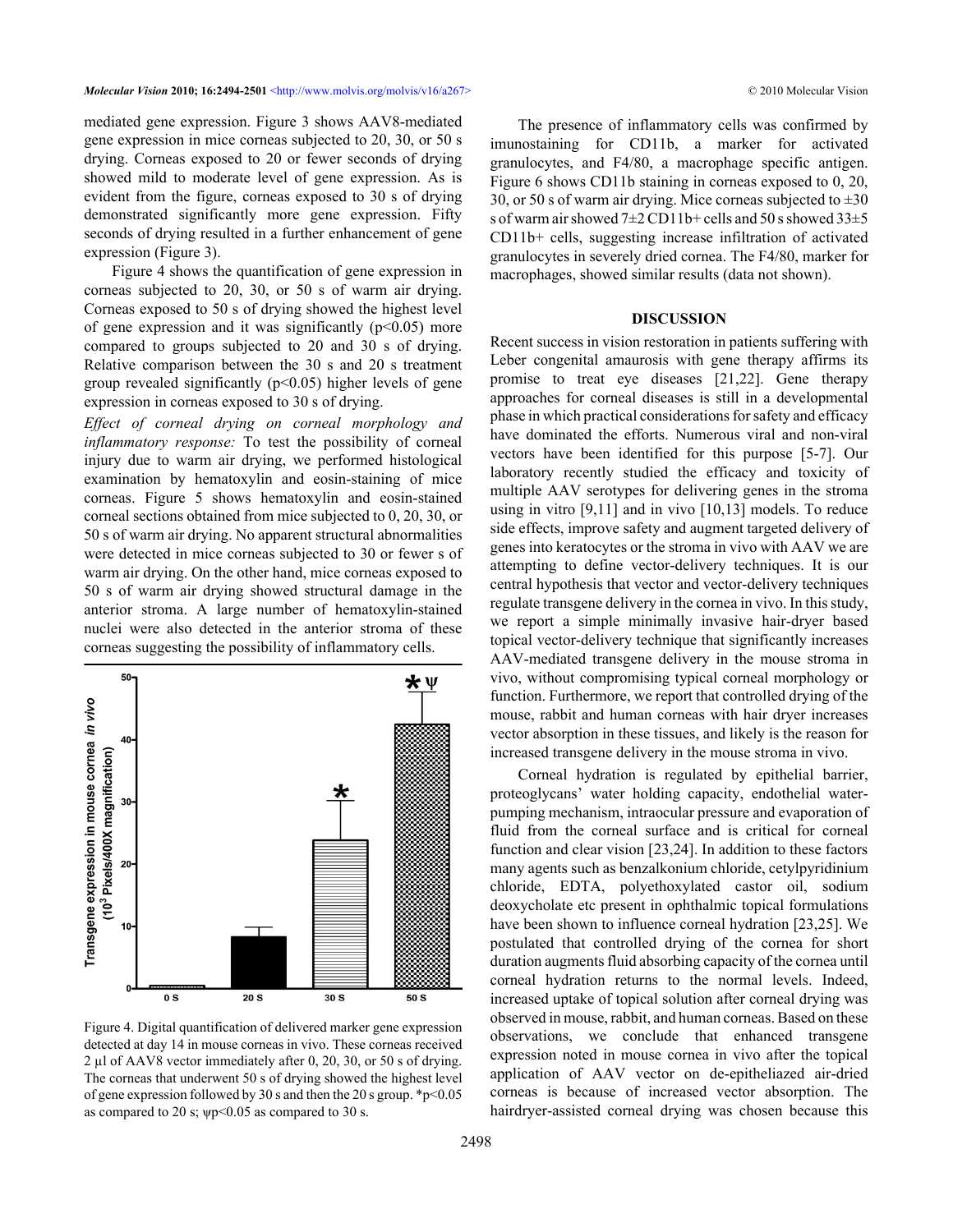mediated gene expression. Figure 3 shows AAV8-mediated gene expression in mice corneas subjected to 20, 30, or 50 s drying. Corneas exposed to 20 or fewer seconds of drying showed mild to moderate level of gene expression. As is evident from the figure, corneas exposed to 30 s of drying demonstrated significantly more gene expression. Fifty seconds of drying resulted in a further enhancement of gene expression (Figure 3).

Figure 4 shows the quantification of gene expression in corneas subjected to 20, 30, or 50 s of warm air drying. Corneas exposed to 50 s of drying showed the highest level of gene expression and it was significantly ($p<0.05$) more compared to groups subjected to 20 and 30 s of drying. Relative comparison between the 30 s and 20 s treatment group revealed significantly ($p<0.05$) higher levels of gene expression in corneas exposed to 30 s of drying.

*Effect of corneal drying on corneal morphology and inflammatory response:* To test the possibility of corneal injury due to warm air drying, we performed histological examination by hematoxylin and eosin-staining of mice corneas. Figure 5 shows hematoxylin and eosin-stained corneal sections obtained from mice subjected to 0, 20, 30, or 50 s of warm air drying. No apparent structural abnormalities were detected in mice corneas subjected to 30 or fewer s of warm air drying. On the other hand, mice corneas exposed to 50 s of warm air drying showed structural damage in the anterior stroma. A large number of hematoxylin-stained nuclei were also detected in the anterior stroma of these corneas suggesting the possibility of inflammatory cells.

Figure 4. Digital quantification of delivered marker gene expression detected at day 14 in mouse corneas in vivo. These corneas received 2 µl of AAV8 vector immediately after 0, 20, 30, or 50 s of drying. The corneas that underwent 50 s of drying showed the highest level of gene expression followed by 30 s and then the 20 s group. *$p<0.05$ as compared to 20 s; ψ$p<0.05$ as compared to 30 s.

The presence of inflammatory cells was confirmed by imunostaining for CD11b, a marker for activated granulocytes, and F4/80, a macrophage specific antigen. Figure 6 shows CD11b staining in corneas exposed to 0, 20, 30, or 50 s of warm air drying. Mice corneas subjected to ±30 s of warm air showed 7±2 CD11b+ cells and 50 s showed 33±5 CD11b+ cells, suggesting increase infiltration of activated granulocytes in severely dried cornea. The F4/80, marker for macrophages, showed similar results (data not shown).

## DISCUSSION

Recent success in vision restoration in patients suffering with Leber congenital amaurosis with gene therapy affirms its promise to treat eye diseases [21,22]. Gene therapy approaches for corneal diseases is still in a developmental phase in which practical considerations for safety and efficacy have dominated the efforts. Numerous viral and non-viral vectors have been identified for this purpose [5-7]. Our laboratory recently studied the efficacy and toxicity of multiple AAV serotypes for delivering genes in the stroma using in vitro [9,11] and in vivo [10,13] models. To reduce side effects, improve safety and augment targeted delivery of genes into keratocytes or the stroma in vivo with AAV we are attempting to define vector-delivery techniques. It is our central hypothesis that vector and vector-delivery techniques regulate transgene delivery in the cornea in vivo. In this study, we report a simple minimally invasive hair-dryer based topical vector-delivery technique that significantly increases AAV-mediated transgene delivery in the mouse stroma in vivo, without compromising typical corneal morphology or function. Furthermore, we report that controlled drying of the mouse, rabbit and human corneas with hair dryer increases vector absorption in these tissues, and likely is the reason for increased transgene delivery in the mouse stroma in vivo.

Corneal hydration is regulated by epithelial barrier, proteoglycans' water holding capacity, endothelial water-pumping mechanism, intraocular pressure and evaporation of fluid from the corneal surface and is critical for corneal function and clear vision [23,24]. In addition to these factors many agents such as benzalkonium chloride, cetylpyridinium chloride, EDTA, polyethoxylated castor oil, sodium deoxycholate etc present in ophthalmic topical formulations have been shown to influence corneal hydration [23,25]. We postulated that controlled drying of the cornea for short duration augments fluid absorbing capacity of the cornea until corneal hydration returns to the normal levels. Indeed, increased uptake of topical solution after corneal drying was observed in mouse, rabbit, and human corneas. Based on these observations, we conclude that enhanced transgene expression noted in mouse cornea in vivo after the topical application of AAV vector on de-epitheliazed air-dried corneas is because of increased vector absorption. The hairdryer-assisted corneal drying was chosen because this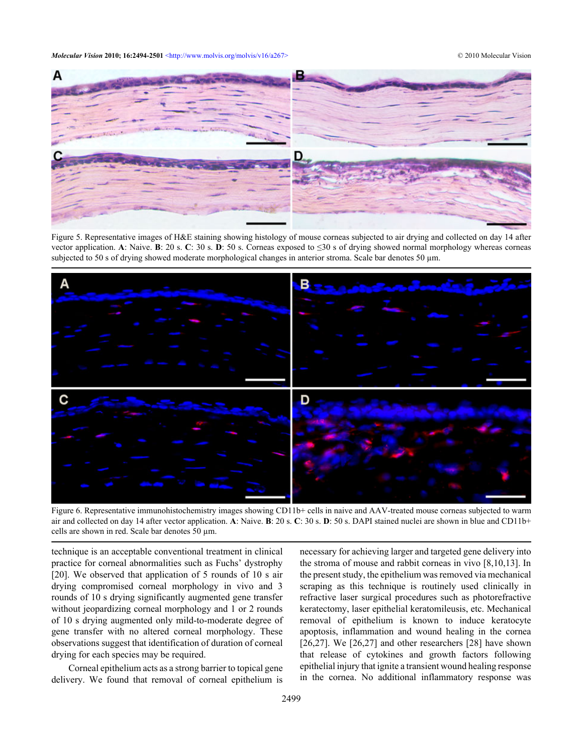Figure 5. Representative images of H&E staining showing histology of mouse corneas subjected to air drying and collected on day 14 after vector application. **A**: Naive. **B**: 20 s. **C**: 30 s. **D**: 50 s. Corneas exposed to ≤30 s of drying showed normal morphology whereas corneas subjected to 50 s of drying showed moderate morphological changes in anterior stroma. Scale bar denotes 50 µm.

Figure 6. Representative immunohistochemistry images showing CD11b+ cells in naive and AAV-treated mouse corneas subjected to warm air and collected on day 14 after vector application. **A**: Naive. **B**: 20 s. **C**: 30 s. **D**: 50 s. DAPI stained nuclei are shown in blue and CD11b+ cells are shown in red. Scale bar denotes 50 µm.

technique is an acceptable conventional treatment in clinical practice for corneal abnormalities such as Fuchs' dystrophy [20]. We observed that application of 5 rounds of 10 s air drying compromised corneal morphology in vivo and 3 rounds of 10 s drying significantly augmented gene transfer without jeopardizing corneal morphology and 1 or 2 rounds of 10 s drying augmented only mild-to-moderate degree of gene transfer with no altered corneal morphology. These observations suggest that identification of duration of corneal drying for each species may be required.

Corneal epithelium acts as a strong barrier to topical gene delivery. We found that removal of corneal epithelium is necessary for achieving larger and targeted gene delivery into the stroma of mouse and rabbit corneas in vivo [8,10,13]. In the present study, the epithelium was removed via mechanical scraping as this technique is routinely used clinically in refractive laser surgical procedures such as photorefractive keratectomy, laser epithelial keratomileusis, etc. Mechanical removal of epithelium is known to induce keratocyte apoptosis, inflammation and wound healing in the cornea [26,27]. We [26,27] and other researchers [28] have shown that release of cytokines and growth factors following epithelial injury that ignite a transient wound healing response in the cornea. No additional inflammatory response was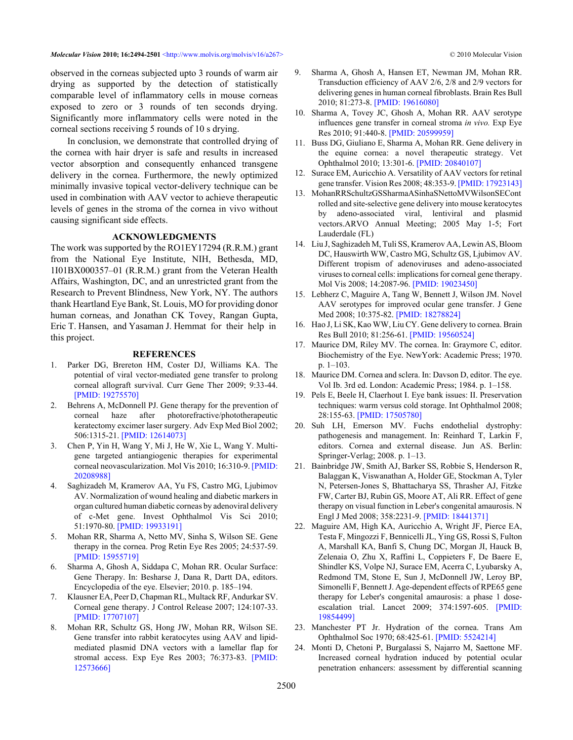observed in the corneas subjected upto 3 rounds of warm air drying as supported by the detection of statistically comparable level of inflammatory cells in mouse corneas exposed to zero or 3 rounds of ten seconds drying. Significantly more inflammatory cells were noted in the corneal sections receiving 5 rounds of 10 s drying.

In conclusion, we demonstrate that controlled drying of the cornea with hair dryer is safe and results in increased vector absorption and consequently enhanced transgene delivery in the cornea. Furthermore, the newly optimized minimally invasive topical vector-delivery technique can be used in combination with AAV vector to achieve therapeutic levels of genes in the stroma of the cornea in vivo without causing significant side effects.

## ACKNOWLEDGMENTS

The work was supported by the RO1EY17294 (R.R.M.) grant from the National Eye Institute, NIH, Bethesda, MD, 1I01BX000357–01 (R.R.M.) grant from the Veteran Health Affairs, Washington, DC, and an unrestricted grant from the Research to Prevent Blindness, New York, NY. The authors thank Heartland Eye Bank, St. Louis, MO for providing donor human corneas, and Jonathan CK Tovey, Rangan Gupta, Eric T. Hansen, and Yasaman J. Hemmat for their help in this project.

## REFERENCES

1. Parker DG, Brereton HM, Coster DJ, Williams KA. The potential of viral vector-mediated gene transfer to prolong corneal allograft survival. Curr Gene Ther 2009; 9:33-44. [PMID: 19275570]
2. Behrens A, McDonnell PJ. Gene therapy for the prevention of corneal haze after photorefractive/phototherapeutic keratectomy excimer laser surgery. Adv Exp Med Biol 2002; 506:1315-21. [PMID: 12614073]
3. Chen P, Yin H, Wang Y, Mi J, He W, Xie L, Wang Y. Multi-gene targeted antiangiogenic therapies for experimental corneal neovascularization. Mol Vis 2010; 16:310-9. [PMID: 20208988]
4. Saghizadeh M, Kramerov AA, Yu FS, Castro MG, Ljubimov AV. Normalization of wound healing and diabetic markers in organ cultured human diabetic corneas by adenoviral delivery of c-Met gene. Invest Ophthalmol Vis Sci 2010; 51:1970-80. [PMID: 19933191]
5. Mohan RR, Sharma A, Netto MV, Sinha S, Wilson SE. Gene therapy in the cornea. Prog Retin Eye Res 2005; 24:537-59. [PMID: 15955719]
6. Sharma A, Ghosh A, Siddapa C, Mohan RR. Ocular Surface: Gene Therapy. In: Besharse J, Dana R, Dartt DA, editors. Encyclopedia of the eye. Elsevier; 2010. p. 185–194.
7. Klausner EA, Peer D, Chapman RL, Multack RF, Andurkar SV. Corneal gene therapy. J Control Release 2007; 124:107-33. [PMID: 17707107]
8. Mohan RR, Schultz GS, Hong JW, Mohan RR, Wilson SE. Gene transfer into rabbit keratocytes using AAV and lipid-mediated plasmid DNA vectors with a lamellar flap for stromal access. Exp Eye Res 2003; 76:373-83. [PMID: 12573666]
9. Sharma A, Ghosh A, Hansen ET, Newman JM, Mohan RR. Transduction efficiency of AAV 2/6, 2/8 and 2/9 vectors for delivering genes in human corneal fibroblasts. Brain Res Bull 2010; 81:273-8. [PMID: 19616080]
10. Sharma A, Tovey JC, Ghosh A, Mohan RR. AAV serotype influences gene transfer in corneal stroma *in vivo.* Exp Eye Res 2010; 91:440-8. [PMID: 20599959]
11. Buss DG, Giuliano E, Sharma A, Mohan RR. Gene delivery in the equine cornea: a novel therapeutic strategy. Vet Ophthalmol 2010; 13:301-6. [PMID: 20840107]
12. Surace EM, Auricchio A. Versatility of AAV vectors for retinal gene transfer. Vision Res 2008; 48:353-9. [PMID: 17923143]
13. MohanRRSchultzGSSharmaASinhaSNettoMVWilsonSECont rolled and site-selective gene delivery into mouse keratocytes by adeno-associated viral, lentiviral and plasmid vectors.ARVO Annual Meeting; 2005 May 1-5; Fort Lauderdale (FL)
14. Liu J, Saghizadeh M, Tuli SS, Kramerov AA, Lewin AS, Bloom DC, Hauswirth WW, Castro MG, Schultz GS, Ljubimov AV. Different tropism of adenoviruses and adeno-associated viruses to corneal cells: implications for corneal gene therapy. Mol Vis 2008; 14:2087-96. [PMID: 19023450]
15. Lebherz C, Maguire A, Tang W, Bennett J, Wilson JM. Novel AAV serotypes for improved ocular gene transfer. J Gene Med 2008; 10:375-82. [PMID: 18278824]
16. Hao J, Li SK, Kao WW, Liu CY. Gene delivery to cornea. Brain Res Bull 2010; 81:256-61. [PMID: 19560524]
17. Maurice DM, Riley MV. The cornea. In: Graymore C, editor. Biochemistry of the Eye. NewYork: Academic Press; 1970. p. 1–103.
18. Maurice DM. Cornea and sclera. In: Davson D, editor. The eye. Vol Ib. 3rd ed. London: Academic Press; 1984. p. 1–158.
19. Pels E, Beele H, Claerhout I. Eye bank issues: II. Preservation techniques: warm versus cold storage. Int Ophthalmol 2008; 28:155-63. [PMID: 17505780]
20. Suh LH, Emerson MV. Fuchs endothelial dystrophy: pathogenesis and management. In: Reinhard T, Larkin F, editors. Cornea and external disease. Jun AS. Berlin: Springer-Verlag; 2008. p. 1–13.
21. Bainbridge JW, Smith AJ, Barker SS, Robbie S, Henderson R, Balaggan K, Viswanathan A, Holder GE, Stockman A, Tyler N, Petersen-Jones S, Bhattacharya SS, Thrasher AJ, Fitzke FW, Carter BJ, Rubin GS, Moore AT, Ali RR. Effect of gene therapy on visual function in Leber's congenital amaurosis. N Engl J Med 2008; 358:2231-9. [PMID: 18441371]
22. Maguire AM, High KA, Auricchio A, Wright JF, Pierce EA, Testa F, Mingozzi F, Bennicelli JL, Ying GS, Rossi S, Fulton A, Marshall KA, Banfi S, Chung DC, Morgan JI, Hauck B, Zelenaia O, Zhu X, Raffini L, Coppieters F, De Baere E, Shindler KS, Volpe NJ, Surace EM, Acerra C, Lyubarsky A, Redmond TM, Stone E, Sun J, McDonnell JW, Leroy BP, Simonelli F, Bennett J. Age-dependent effects of RPE65 gene therapy for Leber's congenital amaurosis: a phase 1 dose-escalation trial. Lancet 2009; 374:1597-605. [PMID: 19854499]
23. Manchester PT Jr. Hydration of the cornea. Trans Am Ophthalmol Soc 1970; 68:425-61. [PMID: 5524214]
24. Monti D, Chetoni P, Burgalassi S, Najarro M, Saettone MF. Increased corneal hydration induced by potential ocular penetration enhancers: assessment by differential scanning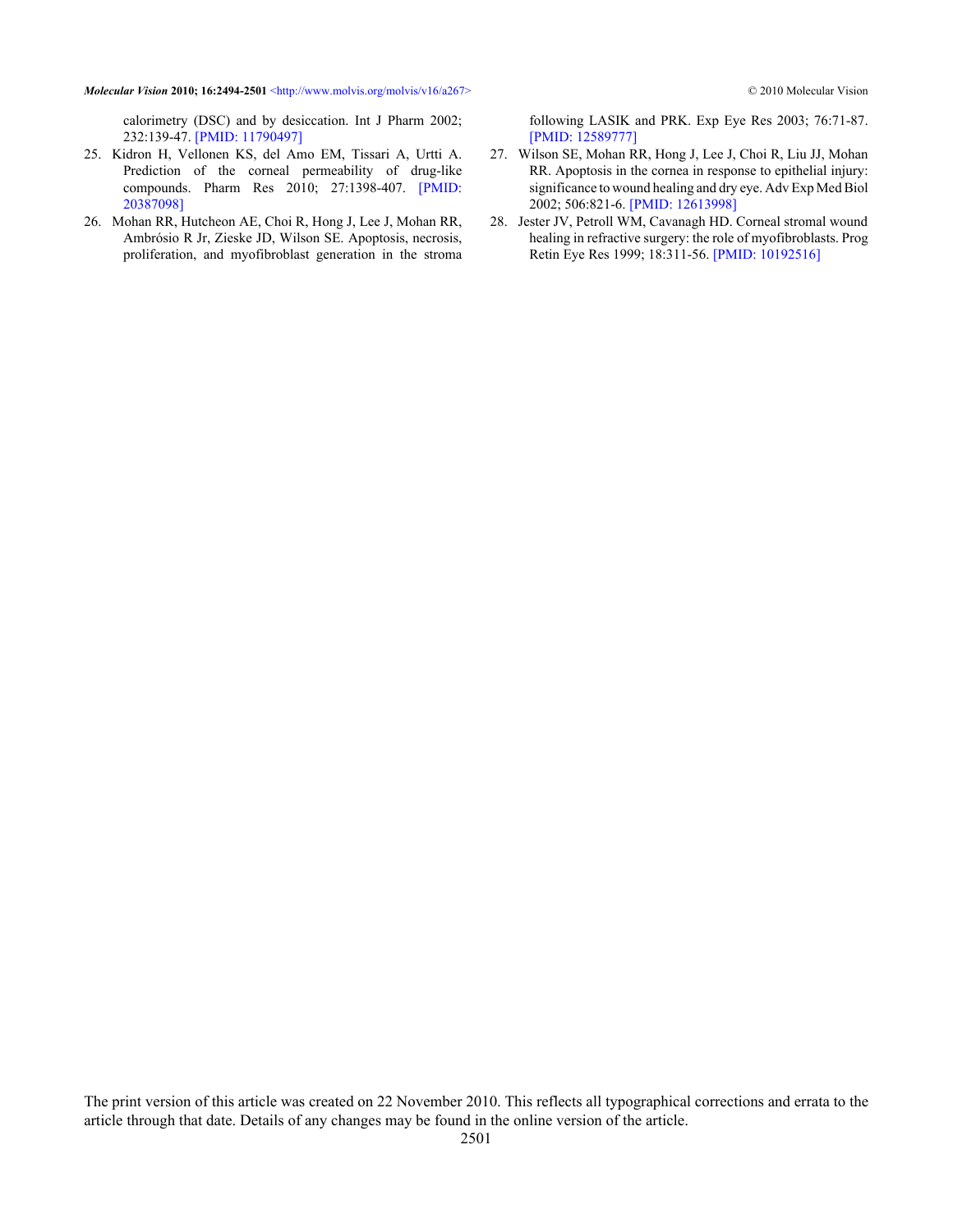calorimetry (DSC) and by desiccation. Int J Pharm 2002; 232:139-47. [PMID: 11790497]

25. Kidron H, Vellonen KS, del Amo EM, Tissari A, Urtti A. Prediction of the corneal permeability of drug-like compounds. Pharm Res 2010; 27:1398-407. [PMID: 20387098]
26. Mohan RR, Hutcheon AE, Choi R, Hong J, Lee J, Mohan RR, Ambrósio R Jr, Zieske JD, Wilson SE. Apoptosis, necrosis, proliferation, and myofibroblast generation in the stroma following LASIK and PRK. Exp Eye Res 2003; 76:71-87. [PMID: 12589777]
27. Wilson SE, Mohan RR, Hong J, Lee J, Choi R, Liu JJ, Mohan RR. Apoptosis in the cornea in response to epithelial injury: significance to wound healing and dry eye. Adv Exp Med Biol 2002; 506:821-6. [PMID: 12613998]
28. Jester JV, Petroll WM, Cavanagh HD. Corneal stromal wound healing in refractive surgery: the role of myofibroblasts. Prog Retin Eye Res 1999; 18:311-56. [PMID: 10192516]

The print version of this article was created on 22 November 2010. This reflects all typographical corrections and errata to the article through that date. Details of any changes may be found in the online version of the article.